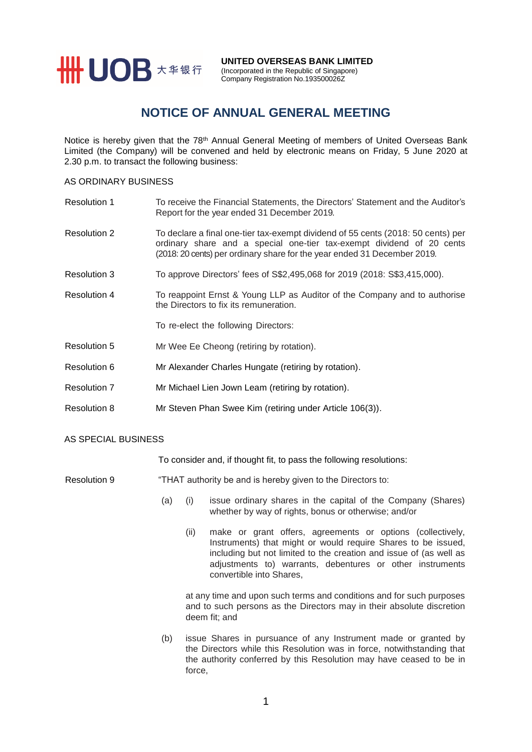UOB 大华银行

**UNITED OVERSEAS BANK LIMITED**
(Incorporated in the Republic of Singapore)
Company Registration No.193500026Z

# NOTICE OF ANNUAL GENERAL MEETING

Notice is hereby given that the 78th Annual General Meeting of members of United Overseas Bank Limited (the Company) will be convened and held by electronic means on Friday, 5 June 2020 at 2.30 p.m. to transact the following business:

AS ORDINARY BUSINESS

Resolution 1 — To receive the Financial Statements, the Directors' Statement and the Auditor's Report for the year ended 31 December 2019.

Resolution 2 — To declare a final one-tier tax-exempt dividend of 55 cents (2018: 50 cents) per ordinary share and a special one-tier tax-exempt dividend of 20 cents (2018: 20 cents) per ordinary share for the year ended 31 December 2019.

Resolution 3 — To approve Directors' fees of S$2,495,068 for 2019 (2018: S$3,415,000).

Resolution 4 — To reappoint Ernst & Young LLP as Auditor of the Company and to authorise the Directors to fix its remuneration.

To re-elect the following Directors:

Resolution 5 — Mr Wee Ee Cheong (retiring by rotation).

Resolution 6 — Mr Alexander Charles Hungate (retiring by rotation).

Resolution 7 — Mr Michael Lien Jown Leam (retiring by rotation).

Resolution 8 — Mr Steven Phan Swee Kim (retiring under Article 106(3)).

AS SPECIAL BUSINESS

To consider and, if thought fit, to pass the following resolutions:

Resolution 9 — "THAT authority be and is hereby given to the Directors to:

(a) (i) issue ordinary shares in the capital of the Company (Shares) whether by way of rights, bonus or otherwise; and/or

(ii) make or grant offers, agreements or options (collectively, Instruments) that might or would require Shares to be issued, including but not limited to the creation and issue of (as well as adjustments to) warrants, debentures or other instruments convertible into Shares,

at any time and upon such terms and conditions and for such purposes and to such persons as the Directors may in their absolute discretion deem fit; and

(b) issue Shares in pursuance of any Instrument made or granted by the Directors while this Resolution was in force, notwithstanding that the authority conferred by this Resolution may have ceased to be in force,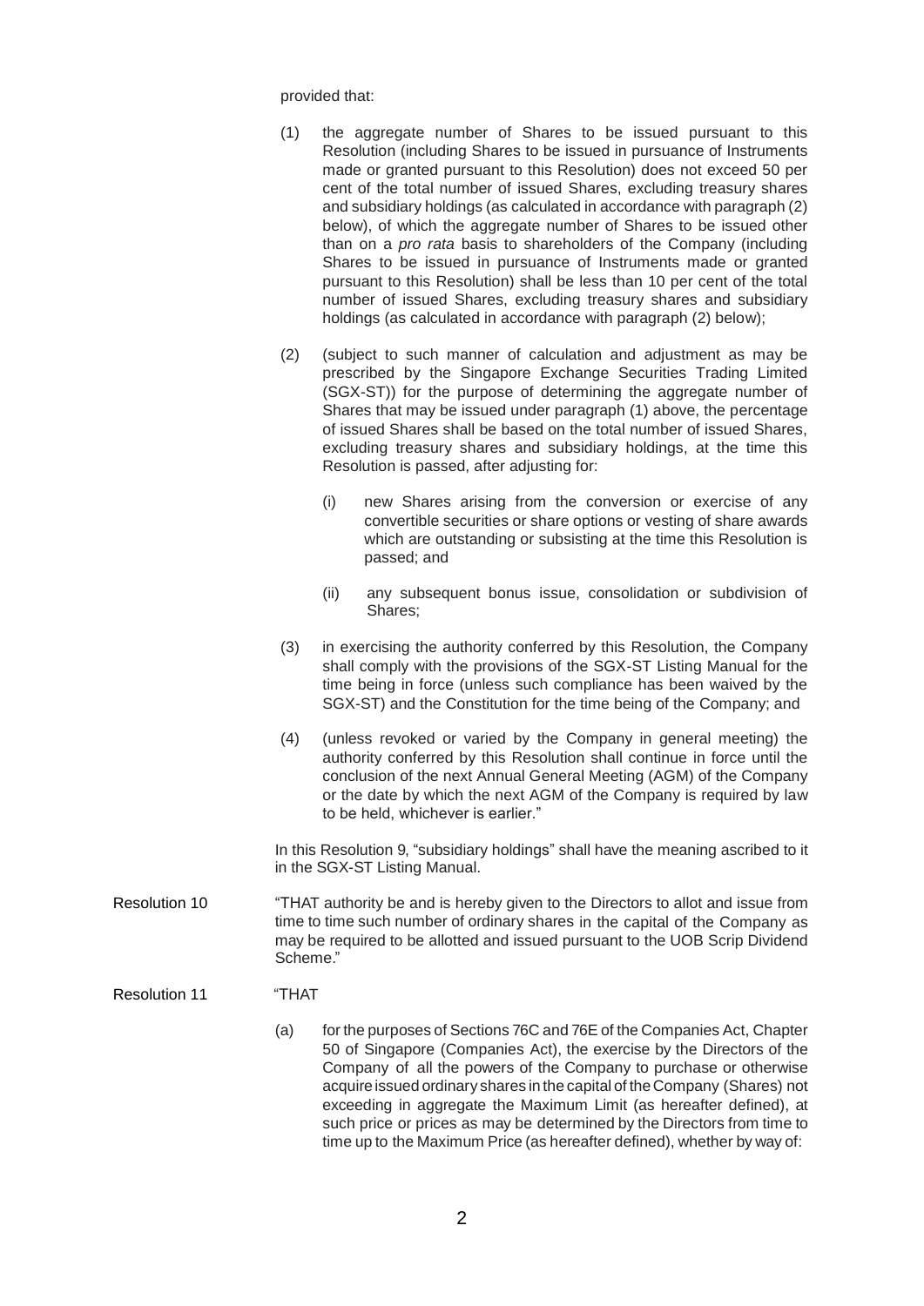provided that:

(1) the aggregate number of Shares to be issued pursuant to this Resolution (including Shares to be issued in pursuance of Instruments made or granted pursuant to this Resolution) does not exceed 50 per cent of the total number of issued Shares, excluding treasury shares and subsidiary holdings (as calculated in accordance with paragraph (2) below), of which the aggregate number of Shares to be issued other than on a *pro rata* basis to shareholders of the Company (including Shares to be issued in pursuance of Instruments made or granted pursuant to this Resolution) shall be less than 10 per cent of the total number of issued Shares, excluding treasury shares and subsidiary holdings (as calculated in accordance with paragraph (2) below);

(2) (subject to such manner of calculation and adjustment as may be prescribed by the Singapore Exchange Securities Trading Limited (SGX-ST)) for the purpose of determining the aggregate number of Shares that may be issued under paragraph (1) above, the percentage of issued Shares shall be based on the total number of issued Shares, excluding treasury shares and subsidiary holdings, at the time this Resolution is passed, after adjusting for:

   (i) new Shares arising from the conversion or exercise of any convertible securities or share options or vesting of share awards which are outstanding or subsisting at the time this Resolution is passed; and

   (ii) any subsequent bonus issue, consolidation or subdivision of Shares;

(3) in exercising the authority conferred by this Resolution, the Company shall comply with the provisions of the SGX-ST Listing Manual for the time being in force (unless such compliance has been waived by the SGX-ST) and the Constitution for the time being of the Company; and

(4) (unless revoked or varied by the Company in general meeting) the authority conferred by this Resolution shall continue in force until the conclusion of the next Annual General Meeting (AGM) of the Company or the date by which the next AGM of the Company is required by law to be held, whichever is earlier."

In this Resolution 9, "subsidiary holdings" shall have the meaning ascribed to it in the SGX-ST Listing Manual.

**Resolution 10**

"THAT authority be and is hereby given to the Directors to allot and issue from time to time such number of ordinary shares in the capital of the Company as may be required to be allotted and issued pursuant to the UOB Scrip Dividend Scheme."

**Resolution 11**

"THAT

(a) for the purposes of Sections 76C and 76E of the Companies Act, Chapter 50 of Singapore (Companies Act), the exercise by the Directors of the Company of all the powers of the Company to purchase or otherwise acquire issued ordinary shares in the capital of the Company (Shares) not exceeding in aggregate the Maximum Limit (as hereafter defined), at such price or prices as may be determined by the Directors from time to time up to the Maximum Price (as hereafter defined), whether by way of: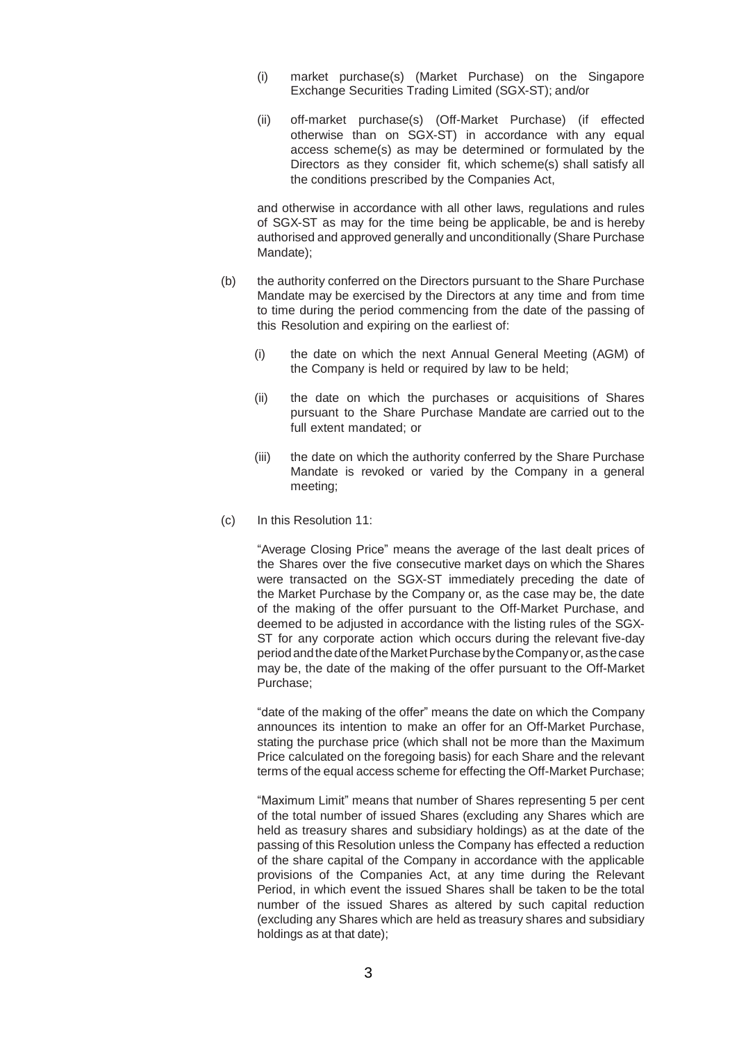(i) market purchase(s) (Market Purchase) on the Singapore Exchange Securities Trading Limited (SGX-ST); and/or

(ii) off-market purchase(s) (Off-Market Purchase) (if effected otherwise than on SGX-ST) in accordance with any equal access scheme(s) as may be determined or formulated by the Directors as they consider fit, which scheme(s) shall satisfy all the conditions prescribed by the Companies Act,

and otherwise in accordance with all other laws, regulations and rules of SGX-ST as may for the time being be applicable, be and is hereby authorised and approved generally and unconditionally (Share Purchase Mandate);

(b) the authority conferred on the Directors pursuant to the Share Purchase Mandate may be exercised by the Directors at any time and from time to time during the period commencing from the date of the passing of this Resolution and expiring on the earliest of:

(i) the date on which the next Annual General Meeting (AGM) of the Company is held or required by law to be held;

(ii) the date on which the purchases or acquisitions of Shares pursuant to the Share Purchase Mandate are carried out to the full extent mandated; or

(iii) the date on which the authority conferred by the Share Purchase Mandate is revoked or varied by the Company in a general meeting;

(c) In this Resolution 11:

"Average Closing Price" means the average of the last dealt prices of the Shares over the five consecutive market days on which the Shares were transacted on the SGX-ST immediately preceding the date of the Market Purchase by the Company or, as the case may be, the date of the making of the offer pursuant to the Off-Market Purchase, and deemed to be adjusted in accordance with the listing rules of the SGX-ST for any corporate action which occurs during the relevant five-day period and the date of the Market Purchase by the Company or, as the case may be, the date of the making of the offer pursuant to the Off-Market Purchase;

"date of the making of the offer" means the date on which the Company announces its intention to make an offer for an Off-Market Purchase, stating the purchase price (which shall not be more than the Maximum Price calculated on the foregoing basis) for each Share and the relevant terms of the equal access scheme for effecting the Off-Market Purchase;

"Maximum Limit" means that number of Shares representing 5 per cent of the total number of issued Shares (excluding any Shares which are held as treasury shares and subsidiary holdings) as at the date of the passing of this Resolution unless the Company has effected a reduction of the share capital of the Company in accordance with the applicable provisions of the Companies Act, at any time during the Relevant Period, in which event the issued Shares shall be taken to be the total number of the issued Shares as altered by such capital reduction (excluding any Shares which are held as treasury shares and subsidiary holdings as at that date);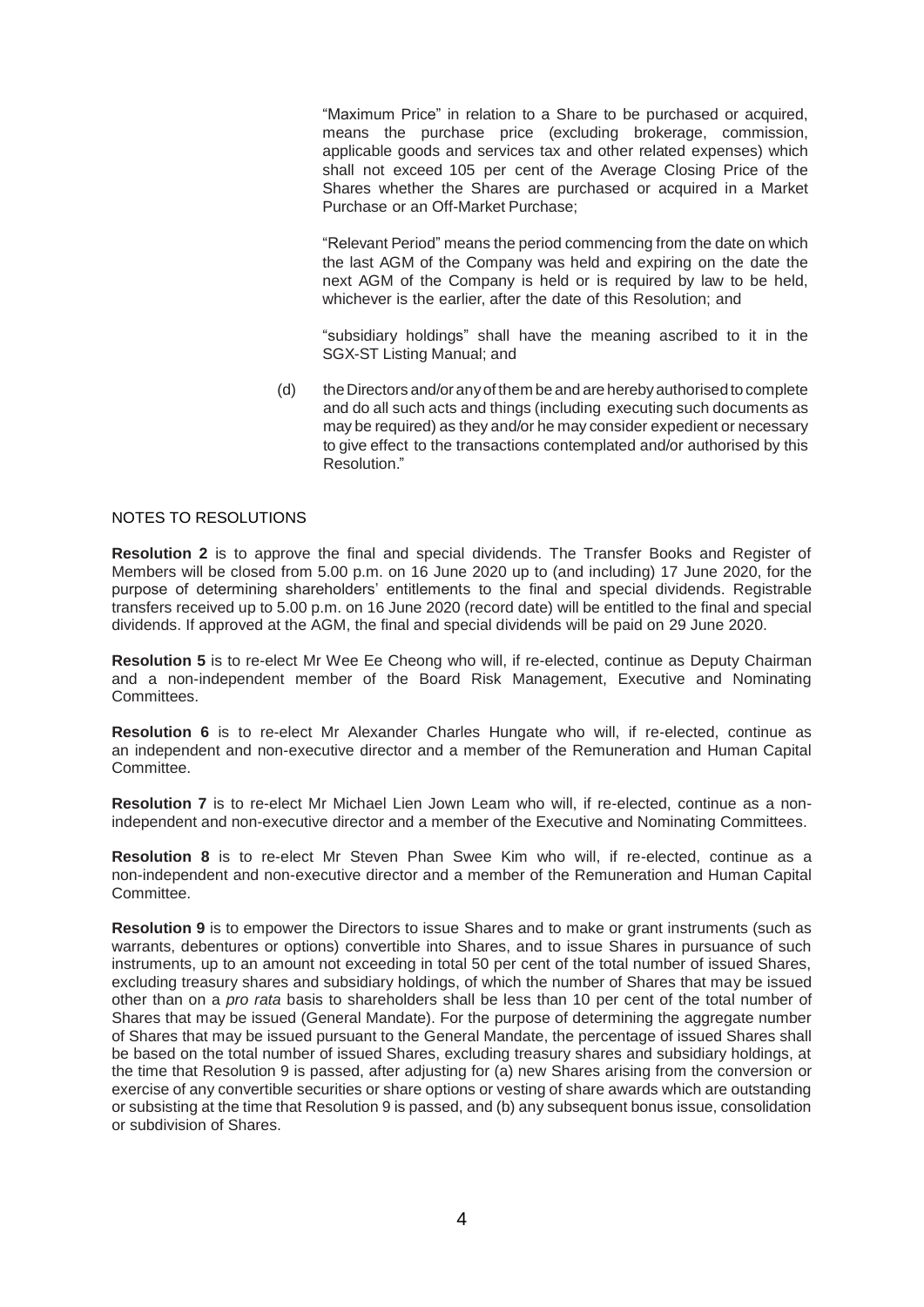"Maximum Price" in relation to a Share to be purchased or acquired, means the purchase price (excluding brokerage, commission, applicable goods and services tax and other related expenses) which shall not exceed 105 per cent of the Average Closing Price of the Shares whether the Shares are purchased or acquired in a Market Purchase or an Off-Market Purchase;

"Relevant Period" means the period commencing from the date on which the last AGM of the Company was held and expiring on the date the next AGM of the Company is held or is required by law to be held, whichever is the earlier, after the date of this Resolution; and

"subsidiary holdings" shall have the meaning ascribed to it in the SGX-ST Listing Manual; and

(d) the Directors and/or any of them be and are hereby authorised to complete and do all such acts and things (including executing such documents as may be required) as they and/or he may consider expedient or necessary to give effect to the transactions contemplated and/or authorised by this Resolution."

NOTES TO RESOLUTIONS

**Resolution 2** is to approve the final and special dividends. The Transfer Books and Register of Members will be closed from 5.00 p.m. on 16 June 2020 up to (and including) 17 June 2020, for the purpose of determining shareholders' entitlements to the final and special dividends. Registrable transfers received up to 5.00 p.m. on 16 June 2020 (record date) will be entitled to the final and special dividends. If approved at the AGM, the final and special dividends will be paid on 29 June 2020.

**Resolution 5** is to re-elect Mr Wee Ee Cheong who will, if re-elected, continue as Deputy Chairman and a non-independent member of the Board Risk Management, Executive and Nominating Committees.

**Resolution 6** is to re-elect Mr Alexander Charles Hungate who will, if re-elected, continue as an independent and non-executive director and a member of the Remuneration and Human Capital Committee.

**Resolution 7** is to re-elect Mr Michael Lien Jown Leam who will, if re-elected, continue as a non-independent and non-executive director and a member of the Executive and Nominating Committees.

**Resolution 8** is to re-elect Mr Steven Phan Swee Kim who will, if re-elected, continue as a non-independent and non-executive director and a member of the Remuneration and Human Capital Committee.

**Resolution 9** is to empower the Directors to issue Shares and to make or grant instruments (such as warrants, debentures or options) convertible into Shares, and to issue Shares in pursuance of such instruments, up to an amount not exceeding in total 50 per cent of the total number of issued Shares, excluding treasury shares and subsidiary holdings, of which the number of Shares that may be issued other than on a *pro rata* basis to shareholders shall be less than 10 per cent of the total number of Shares that may be issued (General Mandate). For the purpose of determining the aggregate number of Shares that may be issued pursuant to the General Mandate, the percentage of issued Shares shall be based on the total number of issued Shares, excluding treasury shares and subsidiary holdings, at the time that Resolution 9 is passed, after adjusting for (a) new Shares arising from the conversion or exercise of any convertible securities or share options or vesting of share awards which are outstanding or subsisting at the time that Resolution 9 is passed, and (b) any subsequent bonus issue, consolidation or subdivision of Shares.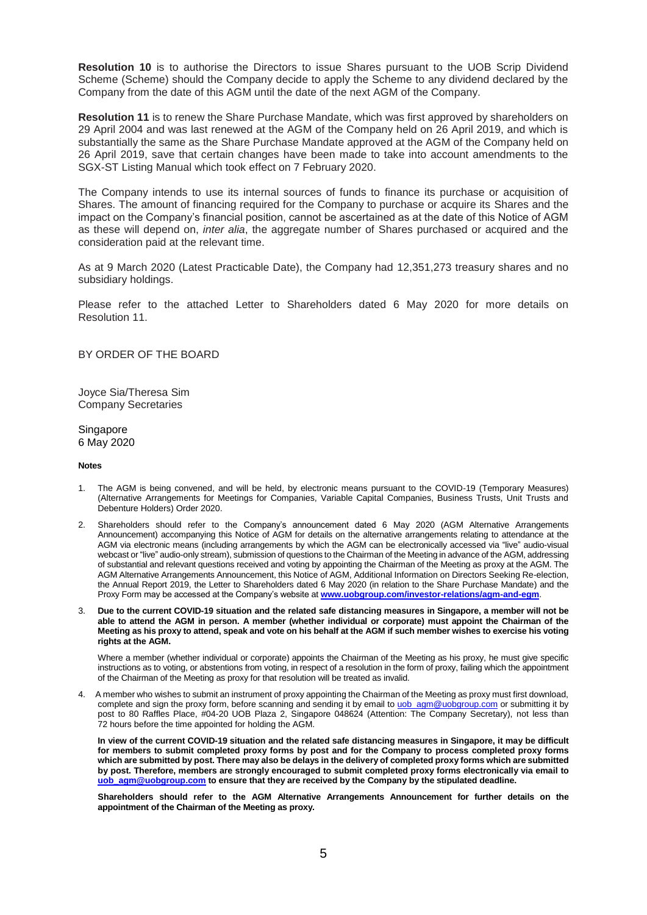**Resolution 10** is to authorise the Directors to issue Shares pursuant to the UOB Scrip Dividend Scheme (Scheme) should the Company decide to apply the Scheme to any dividend declared by the Company from the date of this AGM until the date of the next AGM of the Company.

**Resolution 11** is to renew the Share Purchase Mandate, which was first approved by shareholders on 29 April 2004 and was last renewed at the AGM of the Company held on 26 April 2019, and which is substantially the same as the Share Purchase Mandate approved at the AGM of the Company held on 26 April 2019, save that certain changes have been made to take into account amendments to the SGX-ST Listing Manual which took effect on 7 February 2020.

The Company intends to use its internal sources of funds to finance its purchase or acquisition of Shares. The amount of financing required for the Company to purchase or acquire its Shares and the impact on the Company's financial position, cannot be ascertained as at the date of this Notice of AGM as these will depend on, *inter alia*, the aggregate number of Shares purchased or acquired and the consideration paid at the relevant time.

As at 9 March 2020 (Latest Practicable Date), the Company had 12,351,273 treasury shares and no subsidiary holdings.

Please refer to the attached Letter to Shareholders dated 6 May 2020 for more details on Resolution 11.

BY ORDER OF THE BOARD

Joyce Sia/Theresa Sim
Company Secretaries

Singapore
6 May 2020

**Notes**

1. The AGM is being convened, and will be held, by electronic means pursuant to the COVID-19 (Temporary Measures) (Alternative Arrangements for Meetings for Companies, Variable Capital Companies, Business Trusts, Unit Trusts and Debenture Holders) Order 2020.

2. Shareholders should refer to the Company's announcement dated 6 May 2020 (AGM Alternative Arrangements Announcement) accompanying this Notice of AGM for details on the alternative arrangements relating to attendance at the AGM via electronic means (including arrangements by which the AGM can be electronically accessed via "live" audio-visual webcast or "live" audio-only stream), submission of questions to the Chairman of the Meeting in advance of the AGM, addressing of substantial and relevant questions received and voting by appointing the Chairman of the Meeting as proxy at the AGM. The AGM Alternative Arrangements Announcement, this Notice of AGM, Additional Information on Directors Seeking Re-election, the Annual Report 2019, the Letter to Shareholders dated 6 May 2020 (in relation to the Share Purchase Mandate) and the Proxy Form may be accessed at the Company's website at **www.uobgroup.com/investor-relations/agm-and-egm**.

3. **Due to the current COVID-19 situation and the related safe distancing measures in Singapore, a member will not be able to attend the AGM in person. A member (whether individual or corporate) must appoint the Chairman of the Meeting as his proxy to attend, speak and vote on his behalf at the AGM if such member wishes to exercise his voting rights at the AGM.**

   Where a member (whether individual or corporate) appoints the Chairman of the Meeting as his proxy, he must give specific instructions as to voting, or abstentions from voting, in respect of a resolution in the form of proxy, failing which the appointment of the Chairman of the Meeting as proxy for that resolution will be treated as invalid.

4. A member who wishes to submit an instrument of proxy appointing the Chairman of the Meeting as proxy must first download, complete and sign the proxy form, before scanning and sending it by email to uob_agm@uobgroup.com or submitting it by post to 80 Raffles Place, #04-20 UOB Plaza 2, Singapore 048624 (Attention: The Company Secretary), not less than 72 hours before the time appointed for holding the AGM.

   **In view of the current COVID-19 situation and the related safe distancing measures in Singapore, it may be difficult for members to submit completed proxy forms by post and for the Company to process completed proxy forms which are submitted by post. There may also be delays in the delivery of completed proxy forms which are submitted by post. Therefore, members are strongly encouraged to submit completed proxy forms electronically via email to uob_agm@uobgroup.com to ensure that they are received by the Company by the stipulated deadline.**

   **Shareholders should refer to the AGM Alternative Arrangements Announcement for further details on the appointment of the Chairman of the Meeting as proxy.**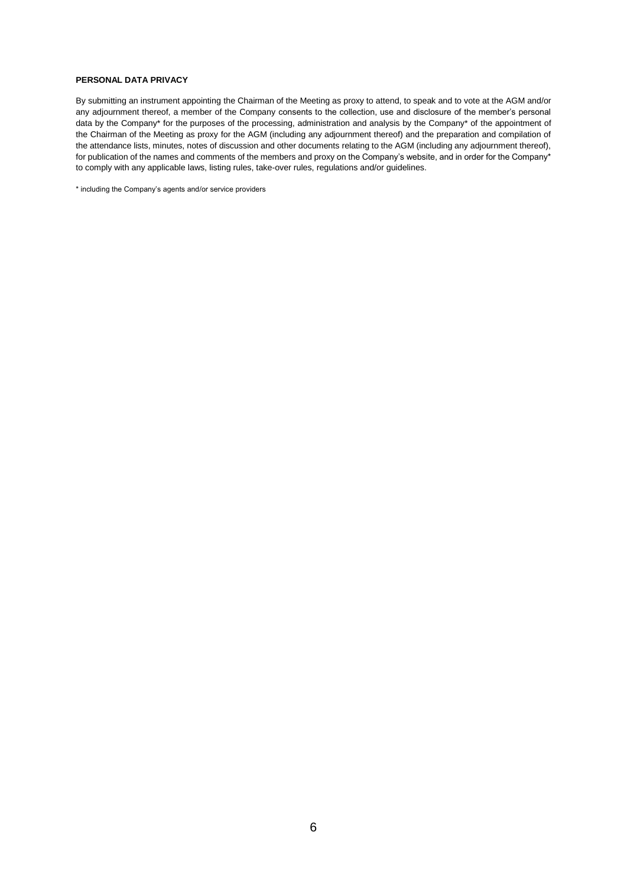**PERSONAL DATA PRIVACY**

By submitting an instrument appointing the Chairman of the Meeting as proxy to attend, to speak and to vote at the AGM and/or any adjournment thereof, a member of the Company consents to the collection, use and disclosure of the member's personal data by the Company* for the purposes of the processing, administration and analysis by the Company* of the appointment of the Chairman of the Meeting as proxy for the AGM (including any adjournment thereof) and the preparation and compilation of the attendance lists, minutes, notes of discussion and other documents relating to the AGM (including any adjournment thereof), for publication of the names and comments of the members and proxy on the Company's website, and in order for the Company* to comply with any applicable laws, listing rules, take-over rules, regulations and/or guidelines.

* including the Company's agents and/or service providers